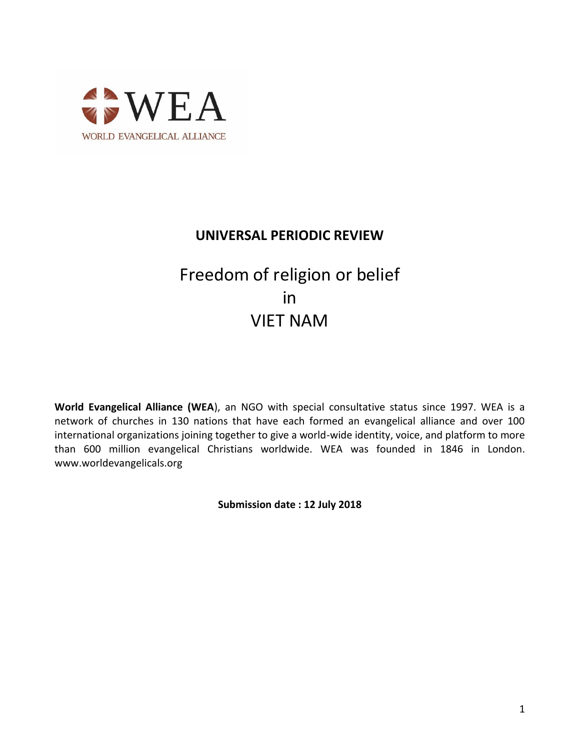WEA

WORLD EVANGELICAL ALLIANCE

# UNIVERSAL PERIODIC REVIEW

## Freedom of religion or belief in VIET NAM

**World Evangelical Alliance (WEA**), an NGO with special consultative status since 1997. WEA is a network of churches in 130 nations that have each formed an evangelical alliance and over 100 international organizations joining together to give a world-wide identity, voice, and platform to more than 600 million evangelical Christians worldwide. WEA was founded in 1846 in London. www.worldevangelicals.org

**Submission date : 12 July 2018**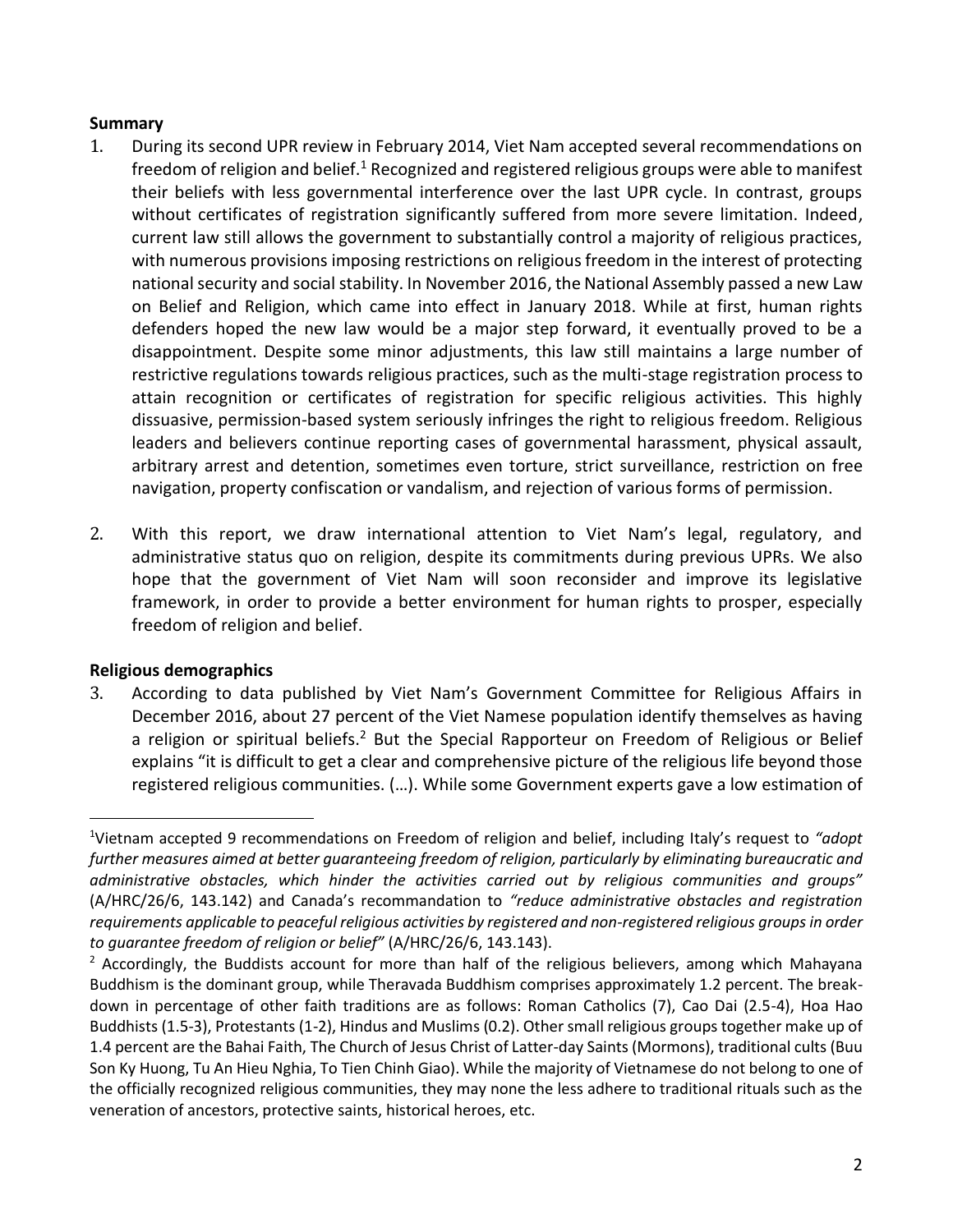**Summary**

1. During its second UPR review in February 2014, Viet Nam accepted several recommendations on freedom of religion and belief.[1] Recognized and registered religious groups were able to manifest their beliefs with less governmental interference over the last UPR cycle. In contrast, groups without certificates of registration significantly suffered from more severe limitation. Indeed, current law still allows the government to substantially control a majority of religious practices, with numerous provisions imposing restrictions on religious freedom in the interest of protecting national security and social stability. In November 2016, the National Assembly passed a new Law on Belief and Religion, which came into effect in January 2018. While at first, human rights defenders hoped the new law would be a major step forward, it eventually proved to be a disappointment. Despite some minor adjustments, this law still maintains a large number of restrictive regulations towards religious practices, such as the multi-stage registration process to attain recognition or certificates of registration for specific religious activities. This highly dissuasive, permission-based system seriously infringes the right to religious freedom. Religious leaders and believers continue reporting cases of governmental harassment, physical assault, arbitrary arrest and detention, sometimes even torture, strict surveillance, restriction on free navigation, property confiscation or vandalism, and rejection of various forms of permission.

2. With this report, we draw international attention to Viet Nam's legal, regulatory, and administrative status quo on religion, despite its commitments during previous UPRs. We also hope that the government of Viet Nam will soon reconsider and improve its legislative framework, in order to provide a better environment for human rights to prosper, especially freedom of religion and belief.

**Religious demographics**

3. According to data published by Viet Nam's Government Committee for Religious Affairs in December 2016, about 27 percent of the Viet Namese population identify themselves as having a religion or spiritual beliefs.[2] But the Special Rapporteur on Freedom of Religious or Belief explains "it is difficult to get a clear and comprehensive picture of the religious life beyond those registered religious communities. (…). While some Government experts gave a low estimation of

---

[1] Vietnam accepted 9 recommendations on Freedom of religion and belief, including Italy's request to *"adopt further measures aimed at better guaranteeing freedom of religion, particularly by eliminating bureaucratic and administrative obstacles, which hinder the activities carried out by religious communities and groups"* (A/HRC/26/6, 143.142) and Canada's recommandation to *"reduce administrative obstacles and registration requirements applicable to peaceful religious activities by registered and non-registered religious groups in order to guarantee freedom of religion or belief"* (A/HRC/26/6, 143.143).

[2] Accordingly, the Buddists account for more than half of the religious believers, among which Mahayana Buddhism is the dominant group, while Theravada Buddhism comprises approximately 1.2 percent. The break-down in percentage of other faith traditions are as follows: Roman Catholics (7), Cao Dai (2.5-4), Hoa Hao Buddhists (1.5-3), Protestants (1-2), Hindus and Muslims (0.2). Other small religious groups together make up of 1.4 percent are the Bahai Faith, The Church of Jesus Christ of Latter-day Saints (Mormons), traditional cults (Buu Son Ky Huong, Tu An Hieu Nghia, To Tien Chinh Giao). While the majority of Vietnamese do not belong to one of the officially recognized religious communities, they may none the less adhere to traditional rituals such as the veneration of ancestors, protective saints, historical heroes, etc.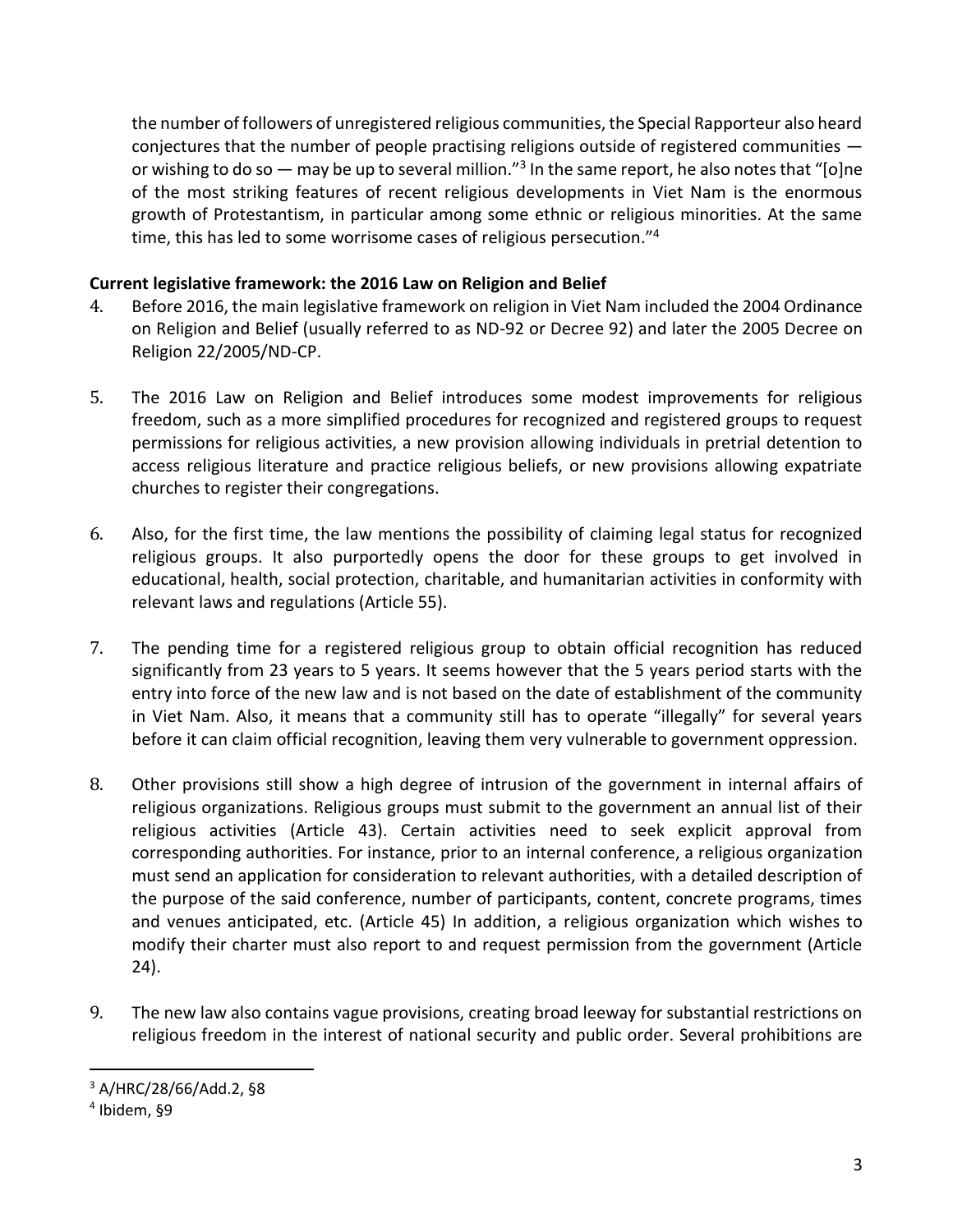the number of followers of unregistered religious communities, the Special Rapporteur also heard conjectures that the number of people practising religions outside of registered communities — or wishing to do so — may be up to several million."[3] In the same report, he also notes that "[o]ne of the most striking features of recent religious developments in Viet Nam is the enormous growth of Protestantism, in particular among some ethnic or religious minorities. At the same time, this has led to some worrisome cases of religious persecution."[4]

**Current legislative framework: the 2016 Law on Religion and Belief**

4. Before 2016, the main legislative framework on religion in Viet Nam included the 2004 Ordinance on Religion and Belief (usually referred to as ND-92 or Decree 92) and later the 2005 Decree on Religion 22/2005/ND-CP.

5. The 2016 Law on Religion and Belief introduces some modest improvements for religious freedom, such as a more simplified procedures for recognized and registered groups to request permissions for religious activities, a new provision allowing individuals in pretrial detention to access religious literature and practice religious beliefs, or new provisions allowing expatriate churches to register their congregations.

6. Also, for the first time, the law mentions the possibility of claiming legal status for recognized religious groups. It also purportedly opens the door for these groups to get involved in educational, health, social protection, charitable, and humanitarian activities in conformity with relevant laws and regulations (Article 55).

7. The pending time for a registered religious group to obtain official recognition has reduced significantly from 23 years to 5 years. It seems however that the 5 years period starts with the entry into force of the new law and is not based on the date of establishment of the community in Viet Nam. Also, it means that a community still has to operate "illegally" for several years before it can claim official recognition, leaving them very vulnerable to government oppression.

8. Other provisions still show a high degree of intrusion of the government in internal affairs of religious organizations. Religious groups must submit to the government an annual list of their religious activities (Article 43). Certain activities need to seek explicit approval from corresponding authorities. For instance, prior to an internal conference, a religious organization must send an application for consideration to relevant authorities, with a detailed description of the purpose of the said conference, number of participants, content, concrete programs, times and venues anticipated, etc. (Article 45) In addition, a religious organization which wishes to modify their charter must also report to and request permission from the government (Article 24).

9. The new law also contains vague provisions, creating broad leeway for substantial restrictions on religious freedom in the interest of national security and public order. Several prohibitions are

---

[3] A/HRC/28/66/Add.2, §8

[4] Ibidem, §9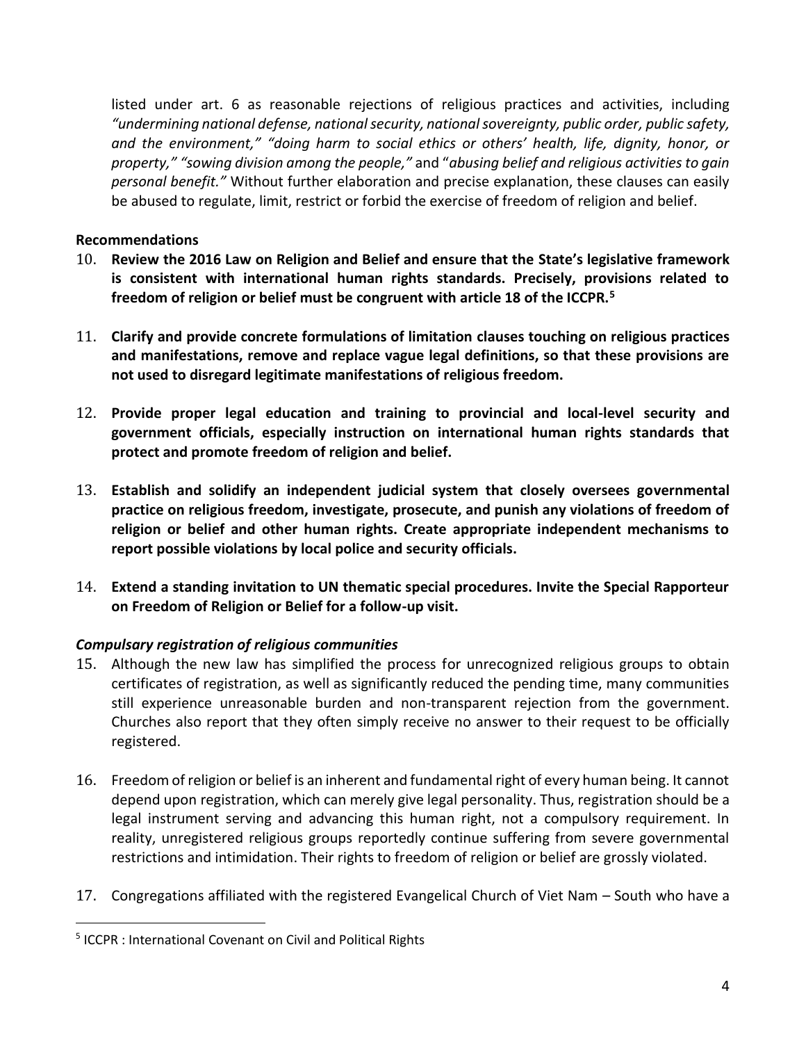listed under art. 6 as reasonable rejections of religious practices and activities, including *"undermining national defense, national security, national sovereignty, public order, public safety, and the environment," "doing harm to social ethics or others' health, life, dignity, honor, or property," "sowing division among the people,"* and "*abusing belief and religious activities to gain personal benefit."* Without further elaboration and precise explanation, these clauses can easily be abused to regulate, limit, restrict or forbid the exercise of freedom of religion and belief.

**Recommendations**

10. **Review the 2016 Law on Religion and Belief and ensure that the State's legislative framework is consistent with international human rights standards. Precisely, provisions related to freedom of religion or belief must be congruent with article 18 of the ICCPR.**[5]

11. **Clarify and provide concrete formulations of limitation clauses touching on religious practices and manifestations, remove and replace vague legal definitions, so that these provisions are not used to disregard legitimate manifestations of religious freedom.**

12. **Provide proper legal education and training to provincial and local-level security and government officials, especially instruction on international human rights standards that protect and promote freedom of religion and belief.**

13. **Establish and solidify an independent judicial system that closely oversees governmental practice on religious freedom, investigate, prosecute, and punish any violations of freedom of religion or belief and other human rights. Create appropriate independent mechanisms to report possible violations by local police and security officials.**

14. **Extend a standing invitation to UN thematic special procedures. Invite the Special Rapporteur on Freedom of Religion or Belief for a follow-up visit.**

***Compulsary registration of religious communities***

15. Although the new law has simplified the process for unrecognized religious groups to obtain certificates of registration, as well as significantly reduced the pending time, many communities still experience unreasonable burden and non-transparent rejection from the government. Churches also report that they often simply receive no answer to their request to be officially registered.

16. Freedom of religion or belief is an inherent and fundamental right of every human being. It cannot depend upon registration, which can merely give legal personality. Thus, registration should be a legal instrument serving and advancing this human right, not a compulsory requirement. In reality, unregistered religious groups reportedly continue suffering from severe governmental restrictions and intimidation. Their rights to freedom of religion or belief are grossly violated.

17. Congregations affiliated with the registered Evangelical Church of Viet Nam – South who have a

---

[5] ICCPR : International Covenant on Civil and Political Rights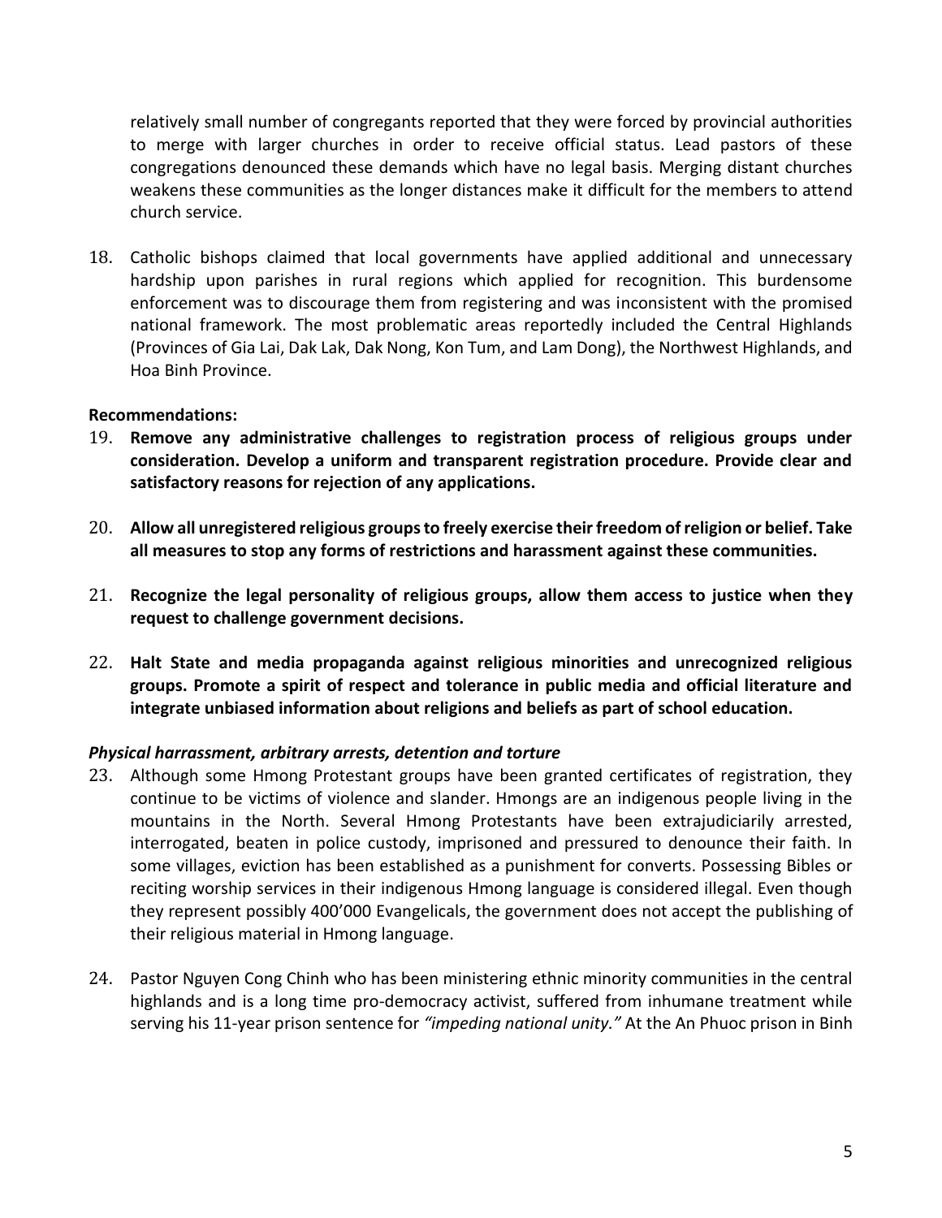relatively small number of congregants reported that they were forced by provincial authorities to merge with larger churches in order to receive official status. Lead pastors of these congregations denounced these demands which have no legal basis. Merging distant churches weakens these communities as the longer distances make it difficult for the members to attend church service.

18. Catholic bishops claimed that local governments have applied additional and unnecessary hardship upon parishes in rural regions which applied for recognition. This burdensome enforcement was to discourage them from registering and was inconsistent with the promised national framework. The most problematic areas reportedly included the Central Highlands (Provinces of Gia Lai, Dak Lak, Dak Nong, Kon Tum, and Lam Dong), the Northwest Highlands, and Hoa Binh Province.

**Recommendations:**

19. **Remove any administrative challenges to registration process of religious groups under consideration. Develop a uniform and transparent registration procedure. Provide clear and satisfactory reasons for rejection of any applications.**

20. **Allow all unregistered religious groups to freely exercise their freedom of religion or belief. Take all measures to stop any forms of restrictions and harassment against these communities.**

21. **Recognize the legal personality of religious groups, allow them access to justice when they request to challenge government decisions.**

22. **Halt State and media propaganda against religious minorities and unrecognized religious groups. Promote a spirit of respect and tolerance in public media and official literature and integrate unbiased information about religions and beliefs as part of school education.**

***Physical harrassment, arbitrary arrests, detention and torture***

23. Although some Hmong Protestant groups have been granted certificates of registration, they continue to be victims of violence and slander. Hmongs are an indigenous people living in the mountains in the North. Several Hmong Protestants have been extrajudiciarily arrested, interrogated, beaten in police custody, imprisoned and pressured to denounce their faith. In some villages, eviction has been established as a punishment for converts. Possessing Bibles or reciting worship services in their indigenous Hmong language is considered illegal. Even though they represent possibly 400'000 Evangelicals, the government does not accept the publishing of their religious material in Hmong language.

24. Pastor Nguyen Cong Chinh who has been ministering ethnic minority communities in the central highlands and is a long time pro-democracy activist, suffered from inhumane treatment while serving his 11-year prison sentence for *"impeding national unity."* At the An Phuoc prison in Binh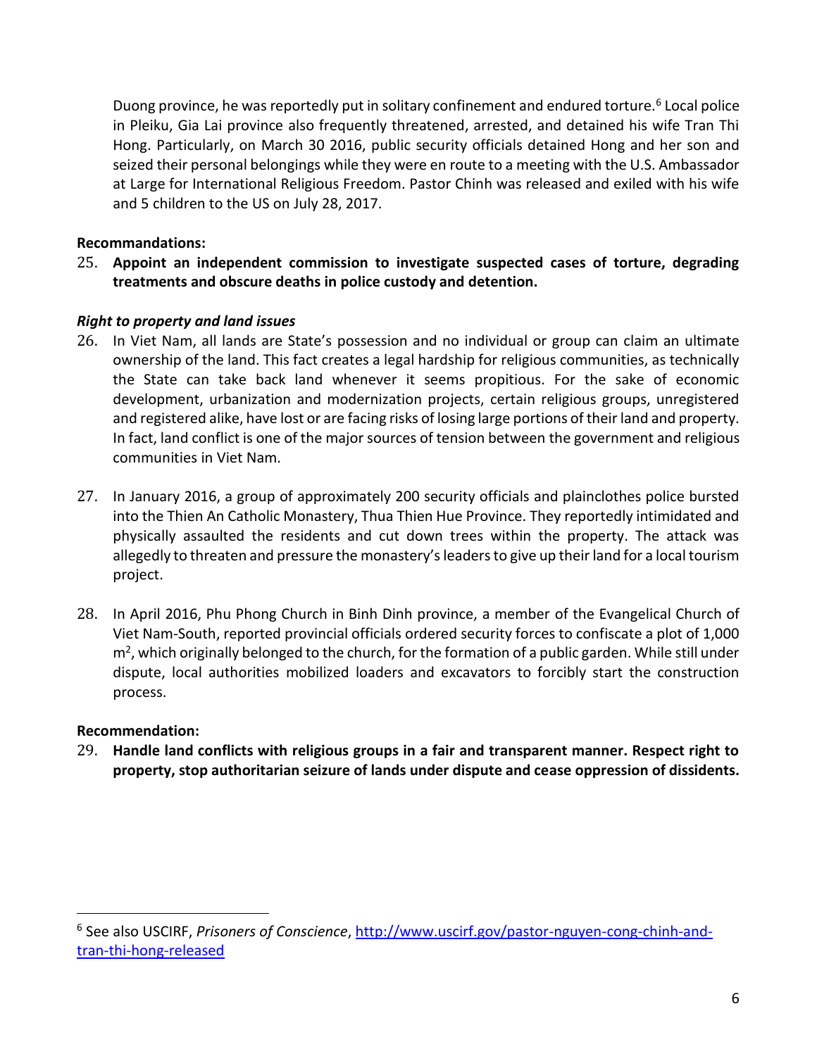Duong province, he was reportedly put in solitary confinement and endured torture.[6] Local police in Pleiku, Gia Lai province also frequently threatened, arrested, and detained his wife Tran Thi Hong. Particularly, on March 30 2016, public security officials detained Hong and her son and seized their personal belongings while they were en route to a meeting with the U.S. Ambassador at Large for International Religious Freedom. Pastor Chinh was released and exiled with his wife and 5 children to the US on July 28, 2017.

**Recommandations:**

25. **Appoint an independent commission to investigate suspected cases of torture, degrading treatments and obscure deaths in police custody and detention.**

***Right to property and land issues***

26. In Viet Nam, all lands are State's possession and no individual or group can claim an ultimate ownership of the land. This fact creates a legal hardship for religious communities, as technically the State can take back land whenever it seems propitious. For the sake of economic development, urbanization and modernization projects, certain religious groups, unregistered and registered alike, have lost or are facing risks of losing large portions of their land and property. In fact, land conflict is one of the major sources of tension between the government and religious communities in Viet Nam.

27. In January 2016, a group of approximately 200 security officials and plainclothes police bursted into the Thien An Catholic Monastery, Thua Thien Hue Province. They reportedly intimidated and physically assaulted the residents and cut down trees within the property. The attack was allegedly to threaten and pressure the monastery's leaders to give up their land for a local tourism project.

28. In April 2016, Phu Phong Church in Binh Dinh province, a member of the Evangelical Church of Viet Nam-South, reported provincial officials ordered security forces to confiscate a plot of 1,000 $m^2$, which originally belonged to the church, for the formation of a public garden. While still under dispute, local authorities mobilized loaders and excavators to forcibly start the construction process.

**Recommendation:**

29. **Handle land conflicts with religious groups in a fair and transparent manner. Respect right to property, stop authoritarian seizure of lands under dispute and cease oppression of dissidents.**

---

[6] See also USCIRF, *Prisoners of Conscience*, http://www.uscirf.gov/pastor-nguyen-cong-chinh-and-tran-thi-hong-released